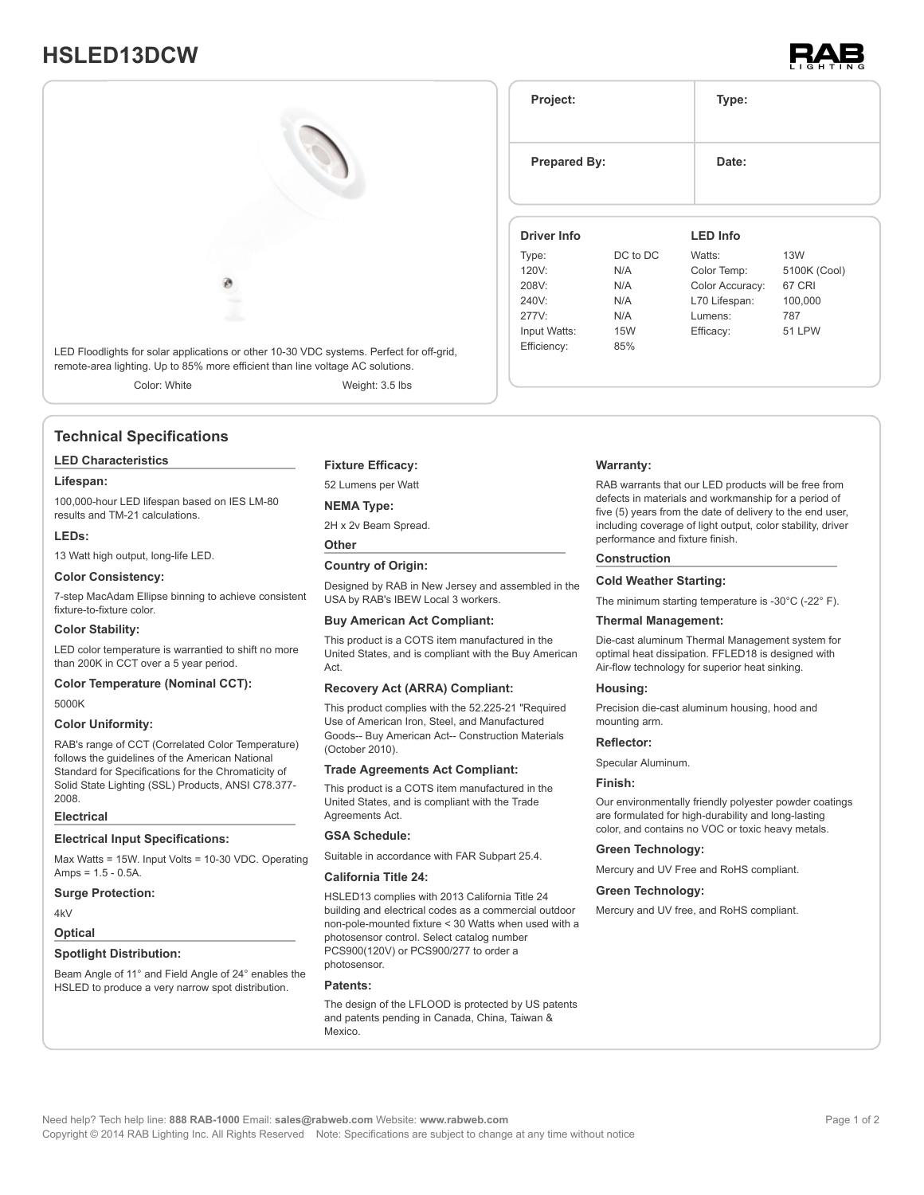# HSLED13DCW

LED Floodlights for solar applications or other 10-30 VDC systems. Perfect for off-grid, remote-area lighting. Up to 85% more efficient than line voltage AC solutions.

Color: White    Weight: 3.5 lbs

| | |
|---|---|
| **Project:** | **Type:** |
| **Prepared By:** | **Date:** |

| Driver Info | | LED Info | |
|---|---|---|---|
| Type: | DC to DC | Watts: | 13W |
| 120V: | N/A | Color Temp: | 5100K (Cool) |
| 208V: | N/A | Color Accuracy: | 67 CRI |
| 240V: | N/A | L70 Lifespan: | 100,000 |
| 277V: | N/A | Lumens: | 787 |
| Input Watts: | 15W | Efficacy: | 51 LPW |
| Efficiency: | 85% | | |

## Technical Specifications

### LED Characteristics

**Lifespan:**

100,000-hour LED lifespan based on IES LM-80 results and TM-21 calculations.

**LEDs:**

13 Watt high output, long-life LED.

**Color Consistency:**

7-step MacAdam Ellipse binning to achieve consistent fixture-to-fixture color.

**Color Stability:**

LED color temperature is warrantied to shift no more than 200K in CCT over a 5 year period.

**Color Temperature (Nominal CCT):**

5000K

**Color Uniformity:**

RAB's range of CCT (Correlated Color Temperature) follows the guidelines of the American National Standard for Specifications for the Chromaticity of Solid State Lighting (SSL) Products, ANSI C78.377-2008.

### Electrical

**Electrical Input Specifications:**

Max Watts = 15W. Input Volts = 10-30 VDC. Operating Amps = 1.5 - 0.5A.

**Surge Protection:**

4kV

### Optical

**Spotlight Distribution:**

Beam Angle of 11° and Field Angle of 24° enables the HSLED to produce a very narrow spot distribution.

**Fixture Efficacy:**

52 Lumens per Watt

**NEMA Type:**

2H x 2v Beam Spread.

### Other

**Country of Origin:**

Designed by RAB in New Jersey and assembled in the USA by RAB's IBEW Local 3 workers.

**Buy American Act Compliant:**

This product is a COTS item manufactured in the United States, and is compliant with the Buy American Act.

**Recovery Act (ARRA) Compliant:**

This product complies with the 52.225-21 "Required Use of American Iron, Steel, and Manufactured Goods-- Buy American Act-- Construction Materials (October 2010).

**Trade Agreements Act Compliant:**

This product is a COTS item manufactured in the United States, and is compliant with the Trade Agreements Act.

**GSA Schedule:**

Suitable in accordance with FAR Subpart 25.4.

**California Title 24:**

HSLED13 complies with 2013 California Title 24 building and electrical codes as a commercial outdoor non-pole-mounted fixture < 30 Watts when used with a photosensor control. Select catalog number PCS900(120V) or PCS900/277 to order a photosensor.

**Patents:**

The design of the LFLOOD is protected by US patents and patents pending in Canada, China, Taiwan & Mexico.

**Warranty:**

RAB warrants that our LED products will be free from defects in materials and workmanship for a period of five (5) years from the date of delivery to the end user, including coverage of light output, color stability, driver performance and fixture finish.

### Construction

**Cold Weather Starting:**

The minimum starting temperature is -30°C (-22° F).

**Thermal Management:**

Die-cast aluminum Thermal Management system for optimal heat dissipation. FFLED18 is designed with Air-flow technology for superior heat sinking.

**Housing:**

Precision die-cast aluminum housing, hood and mounting arm.

**Reflector:**

Specular Aluminum.

**Finish:**

Our environmentally friendly polyester powder coatings are formulated for high-durability and long-lasting color, and contains no VOC or toxic heavy metals.

**Green Technology:**

Mercury and UV Free and RoHS compliant.

**Green Technology:**

Mercury and UV free, and RoHS compliant.

Need help? Tech help line: **888 RAB-1000** Email: **sales@rabweb.com** Website: **www.rabweb.com**

Copyright © 2014 RAB Lighting Inc. All Rights Reserved   Note: Specifications are subject to change at any time without notice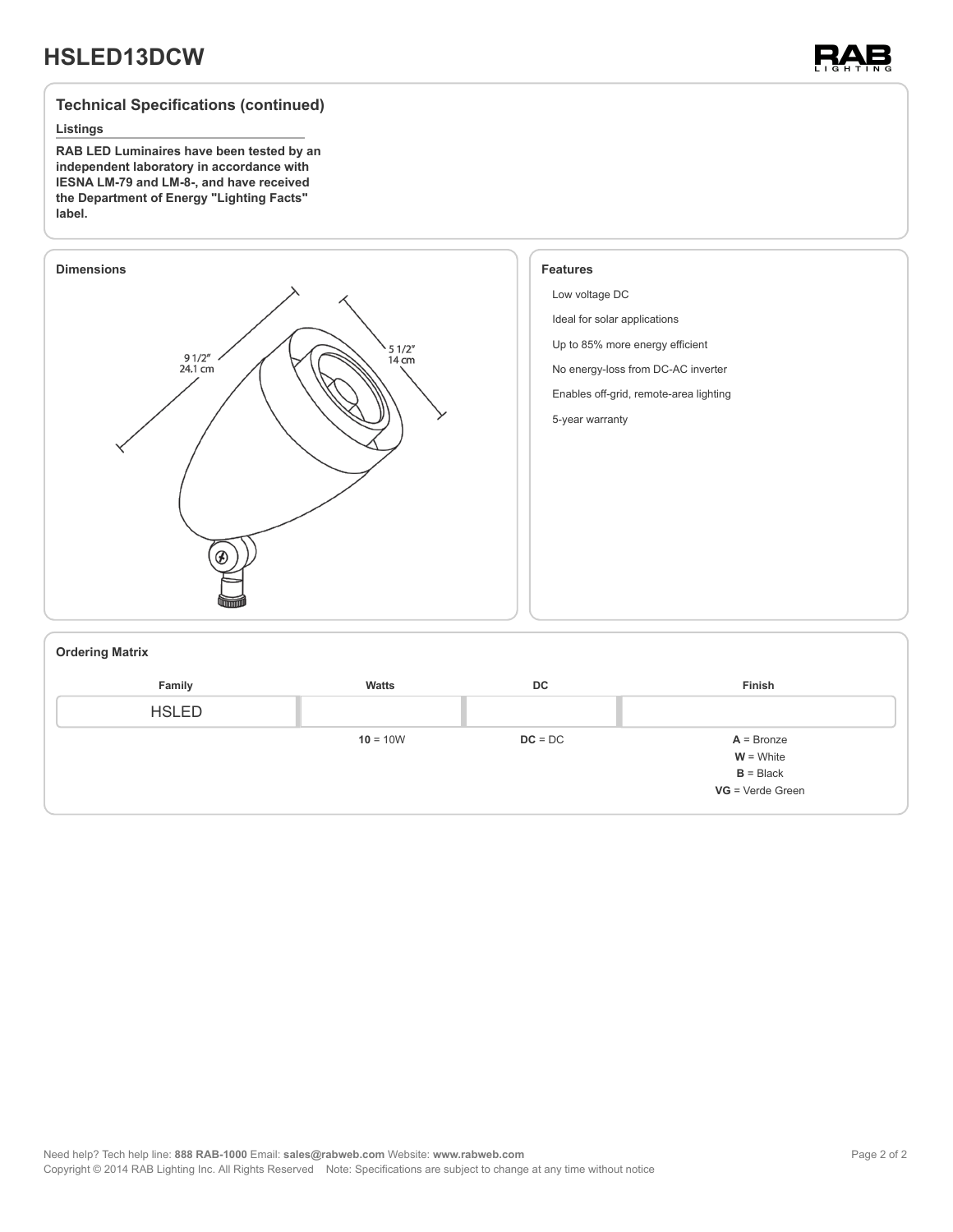# HSLED13DCW

## Technical Specifications (continued)

### Listings

**RAB LED Luminaires have been tested by an independent laboratory in accordance with IESNA LM-79 and LM-8-, and have received the Department of Energy "Lighting Facts" label.**

## Dimensions

9 1/2"
24.1 cm

5 1/2"
14 cm

## Features

- Low voltage DC
- Ideal for solar applications
- Up to 85% more energy efficient
- No energy-loss from DC-AC inverter
- Enables off-grid, remote-area lighting
- 5-year warranty

## Ordering Matrix

| Family | Watts | DC | Finish |
|---|---|---|---|
| HSLED | | | |
| | **10** = 10W | **DC** = DC | **A** = Bronze<br>**W** = White<br>**B** = Black<br>**VG** = Verde Green |

Need help? Tech help line: **888 RAB-1000** Email: **sales@rabweb.com** Website: **www.rabweb.com**
Copyright © 2014 RAB Lighting Inc. All Rights Reserved Note: Specifications are subject to change at any time without notice